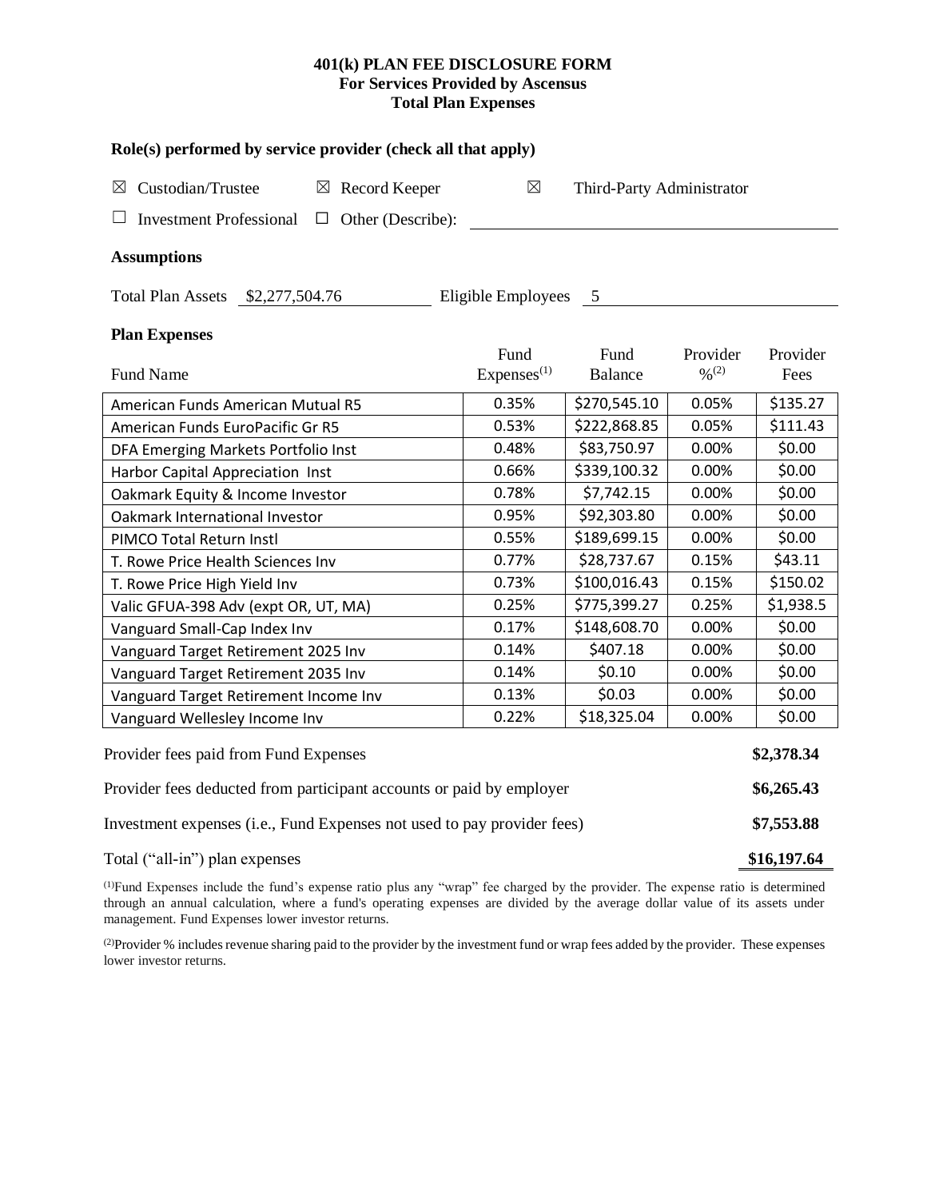# 401(k) PLAN FEE DISCLOSURE FORM
## For Services Provided by Ascensus
## Total Plan Expenses

### Role(s) performed by service provider (check all that apply)

☒ Custodian/Trustee ☒ Record Keeper ☒ Third-Party Administrator

☐ Investment Professional ☐ Other (Describe): ____________________

### Assumptions

Total Plan Assets $2,277,504.76 Eligible Employees 5

### Plan Expenses

| Fund Name | Fund Expenses[(1)] | Fund Balance | Provider %[(2)] | Provider Fees |
|---|---|---|---|---|
| American Funds American Mutual R5 | 0.35% | $270,545.10 | 0.05% | $135.27 |
| American Funds EuroPacific Gr R5 | 0.53% | $222,868.85 | 0.05% | $111.43 |
| DFA Emerging Markets Portfolio Inst | 0.48% | $83,750.97 | 0.00% | $0.00 |
| Harbor Capital Appreciation Inst | 0.66% | $339,100.32 | 0.00% | $0.00 |
| Oakmark Equity & Income Investor | 0.78% | $7,742.15 | 0.00% | $0.00 |
| Oakmark International Investor | 0.95% | $92,303.80 | 0.00% | $0.00 |
| PIMCO Total Return Instl | 0.55% | $189,699.15 | 0.00% | $0.00 |
| T. Rowe Price Health Sciences Inv | 0.77% | $28,737.67 | 0.15% | $43.11 |
| T. Rowe Price High Yield Inv | 0.73% | $100,016.43 | 0.15% | $150.02 |
| Valic GFUA-398 Adv (expt OR, UT, MA) | 0.25% | $775,399.27 | 0.25% | $1,938.5 |
| Vanguard Small-Cap Index Inv | 0.17% | $148,608.70 | 0.00% | $0.00 |
| Vanguard Target Retirement 2025 Inv | 0.14% | $407.18 | 0.00% | $0.00 |
| Vanguard Target Retirement 2035 Inv | 0.14% | $0.10 | 0.00% | $0.00 |
| Vanguard Target Retirement Income Inv | 0.13% | $0.03 | 0.00% | $0.00 |
| Vanguard Wellesley Income Inv | 0.22% | $18,325.04 | 0.00% | $0.00 |

| | |
|---|---|
| Provider fees paid from Fund Expenses | **$2,378.34** |
| Provider fees deducted from participant accounts or paid by employer | **$6,265.43** |
| Investment expenses (i.e., Fund Expenses not used to pay provider fees) | **$7,553.88** |
| Total ("all-in") plan expenses | **$16,197.64** |

[(1)]Fund Expenses include the fund's expense ratio plus any "wrap" fee charged by the provider. The expense ratio is determined through an annual calculation, where a fund's operating expenses are divided by the average dollar value of its assets under management. Fund Expenses lower investor returns.

[(2)]Provider % includes revenue sharing paid to the provider by the investment fund or wrap fees added by the provider. These expenses lower investor returns.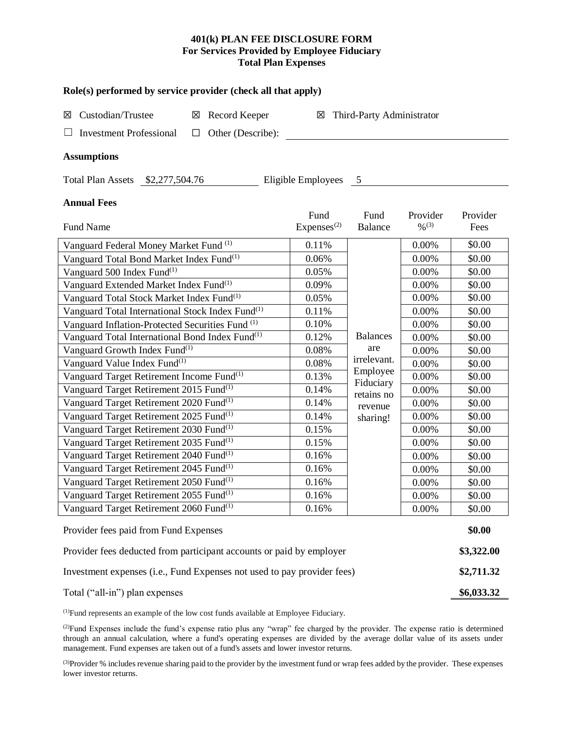# 401(k) PLAN FEE DISCLOSURE FORM
## For Services Provided by Employee Fiduciary
## Total Plan Expenses

### Role(s) performed by service provider (check all that apply)

☒ Custodian/Trustee ☒ Record Keeper ☒ Third-Party Administrator

☐ Investment Professional ☐ Other (Describe):

### Assumptions

Total Plan Assets $2,277,504.76 Eligible Employees 5

### Annual Fees

| Fund Name | Fund Expenses[2] | Fund Balance | Provider %[3] | Provider Fees |
|---|---|---|---|---|
| Vanguard Federal Money Market Fund [1] | 0.11% | Balances are irrelevant. Employee Fiduciary retains no revenue sharing! | 0.00% | $0.00 |
| Vanguard Total Bond Market Index Fund[1] | 0.06% | | 0.00% | $0.00 |
| Vanguard 500 Index Fund[1] | 0.05% | | 0.00% | $0.00 |
| Vanguard Extended Market Index Fund[1] | 0.09% | | 0.00% | $0.00 |
| Vanguard Total Stock Market Index Fund[1] | 0.05% | | 0.00% | $0.00 |
| Vanguard Total International Stock Index Fund[1] | 0.11% | | 0.00% | $0.00 |
| Vanguard Inflation-Protected Securities Fund [1] | 0.10% | | 0.00% | $0.00 |
| Vanguard Total International Bond Index Fund[1] | 0.12% | | 0.00% | $0.00 |
| Vanguard Growth Index Fund[1] | 0.08% | | 0.00% | $0.00 |
| Vanguard Value Index Fund[1] | 0.08% | | 0.00% | $0.00 |
| Vanguard Target Retirement Income Fund[1] | 0.13% | | 0.00% | $0.00 |
| Vanguard Target Retirement 2015 Fund[1] | 0.14% | | 0.00% | $0.00 |
| Vanguard Target Retirement 2020 Fund[1] | 0.14% | | 0.00% | $0.00 |
| Vanguard Target Retirement 2025 Fund[1] | 0.14% | | 0.00% | $0.00 |
| Vanguard Target Retirement 2030 Fund[1] | 0.15% | | 0.00% | $0.00 |
| Vanguard Target Retirement 2035 Fund[1] | 0.15% | | 0.00% | $0.00 |
| Vanguard Target Retirement 2040 Fund[1] | 0.16% | | 0.00% | $0.00 |
| Vanguard Target Retirement 2045 Fund[1] | 0.16% | | 0.00% | $0.00 |
| Vanguard Target Retirement 2050 Fund[1] | 0.16% | | 0.00% | $0.00 |
| Vanguard Target Retirement 2055 Fund[1] | 0.16% | | 0.00% | $0.00 |
| Vanguard Target Retirement 2060 Fund[1] | 0.16% | | 0.00% | $0.00 |

| | |
|---|---|
| Provider fees paid from Fund Expenses | **$0.00** |
| Provider fees deducted from participant accounts or paid by employer | **$3,322.00** |
| Investment expenses (i.e., Fund Expenses not used to pay provider fees) | **$2,711.32** |
| Total ("all-in") plan expenses | **$6,033.32** |

[1]Fund represents an example of the low cost funds available at Employee Fiduciary.

[2]Fund Expenses include the fund's expense ratio plus any "wrap" fee charged by the provider. The expense ratio is determined through an annual calculation, where a fund's operating expenses are divided by the average dollar value of its assets under management. Fund expenses are taken out of a fund's assets and lower investor returns.

[3]Provider % includes revenue sharing paid to the provider by the investment fund or wrap fees added by the provider. These expenses lower investor returns.